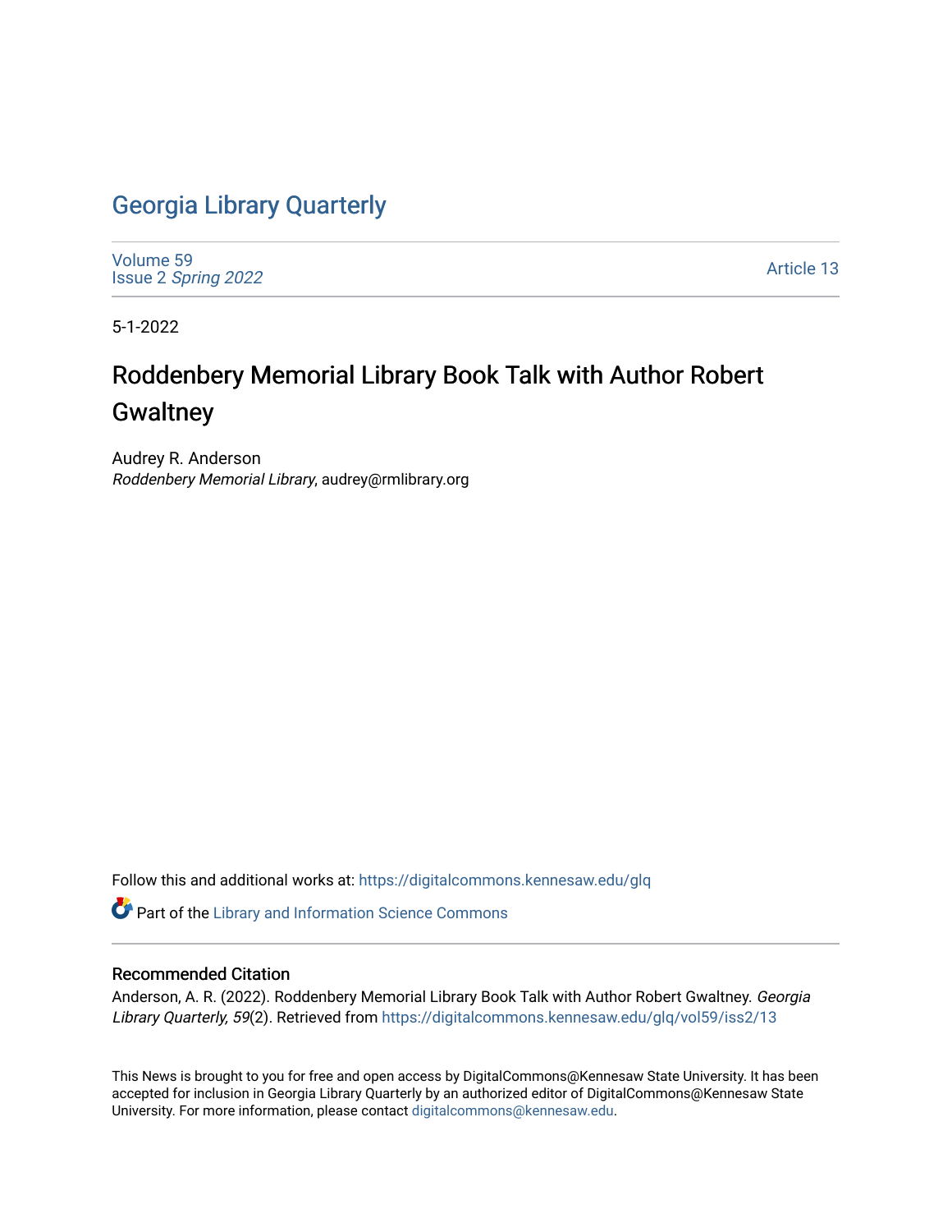# Georgia Library Quarterly

Volume 59
Issue 2 *Spring 2022*

Article 13

5-1-2022

## Roddenbery Memorial Library Book Talk with Author Robert Gwaltney

Audrey R. Anderson
*Roddenbery Memorial Library*, audrey@rmlibrary.org

Follow this and additional works at: https://digitalcommons.kennesaw.edu/glq

Part of the Library and Information Science Commons

### Recommended Citation

Anderson, A. R. (2022). Roddenbery Memorial Library Book Talk with Author Robert Gwaltney. *Georgia Library Quarterly, 59*(2). Retrieved from https://digitalcommons.kennesaw.edu/glq/vol59/iss2/13

This News is brought to you for free and open access by DigitalCommons@Kennesaw State University. It has been accepted for inclusion in Georgia Library Quarterly by an authorized editor of DigitalCommons@Kennesaw State University. For more information, please contact digitalcommons@kennesaw.edu.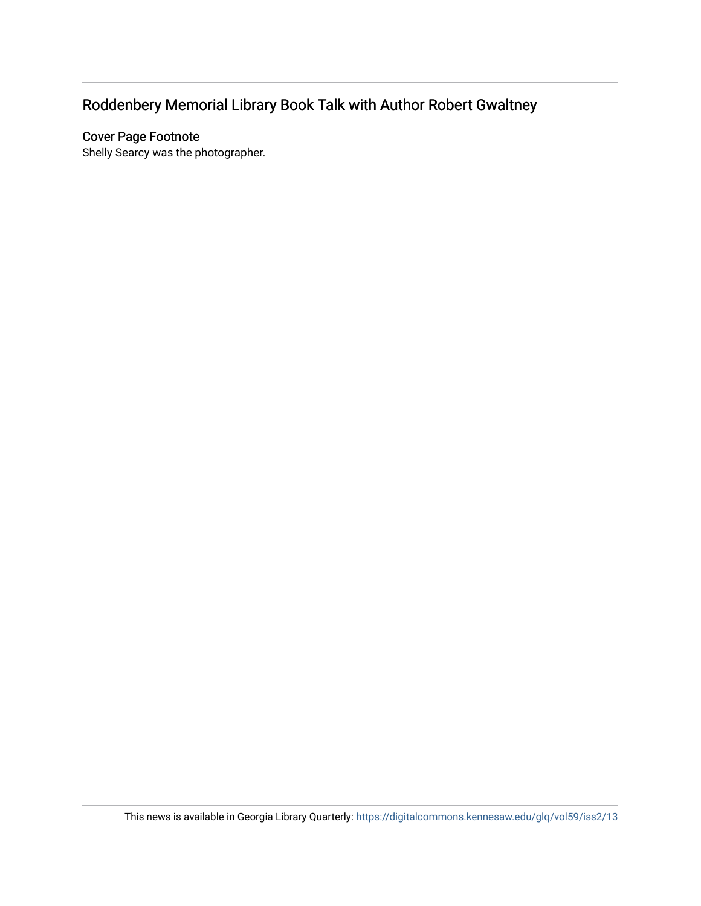# Roddenbery Memorial Library Book Talk with Author Robert Gwaltney

## Cover Page Footnote

Shelly Searcy was the photographer.

This news is available in Georgia Library Quarterly: https://digitalcommons.kennesaw.edu/glq/vol59/iss2/13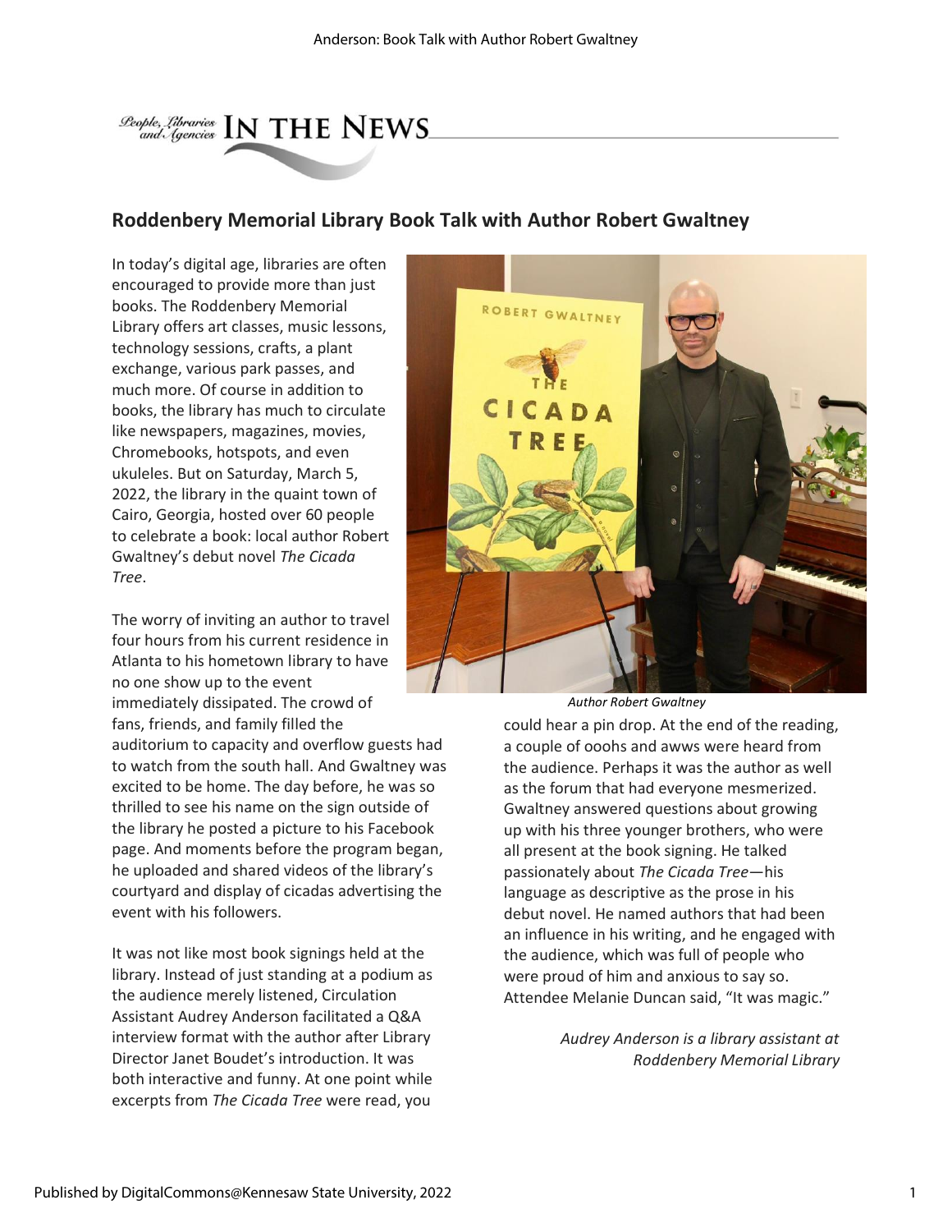# IN THE NEWS

## Roddenbery Memorial Library Book Talk with Author Robert Gwaltney

In today's digital age, libraries are often encouraged to provide more than just books. The Roddenbery Memorial Library offers art classes, music lessons, technology sessions, crafts, a plant exchange, various park passes, and much more. Of course in addition to books, the library has much to circulate like newspapers, magazines, movies, Chromebooks, hotspots, and even ukuleles. But on Saturday, March 5, 2022, the library in the quaint town of Cairo, Georgia, hosted over 60 people to celebrate a book: local author Robert Gwaltney's debut novel *The Cicada Tree*.

The worry of inviting an author to travel four hours from his current residence in Atlanta to his hometown library to have no one show up to the event immediately dissipated. The crowd of fans, friends, and family filled the auditorium to capacity and overflow guests had to watch from the south hall. And Gwaltney was excited to be home. The day before, he was so thrilled to see his name on the sign outside of the library he posted a picture to his Facebook page. And moments before the program began, he uploaded and shared videos of the library's courtyard and display of cicadas advertising the event with his followers.

It was not like most book signings held at the library. Instead of just standing at a podium as the audience merely listened, Circulation Assistant Audrey Anderson facilitated a Q&A interview format with the author after Library Director Janet Boudet's introduction. It was both interactive and funny. At one point while excerpts from *The Cicada Tree* were read, you could hear a pin drop. At the end of the reading, a couple of ooohs and awws were heard from the audience. Perhaps it was the author as well as the forum that had everyone mesmerized. Gwaltney answered questions about growing up with his three younger brothers, who were all present at the book signing. He talked passionately about *The Cicada Tree*—his language as descriptive as the prose in his debut novel. He named authors that had been an influence in his writing, and he engaged with the audience, which was full of people who were proud of him and anxious to say so. Attendee Melanie Duncan said, "It was magic."

*Author Robert Gwaltney*

*Audrey Anderson is a library assistant at Roddenbery Memorial Library*